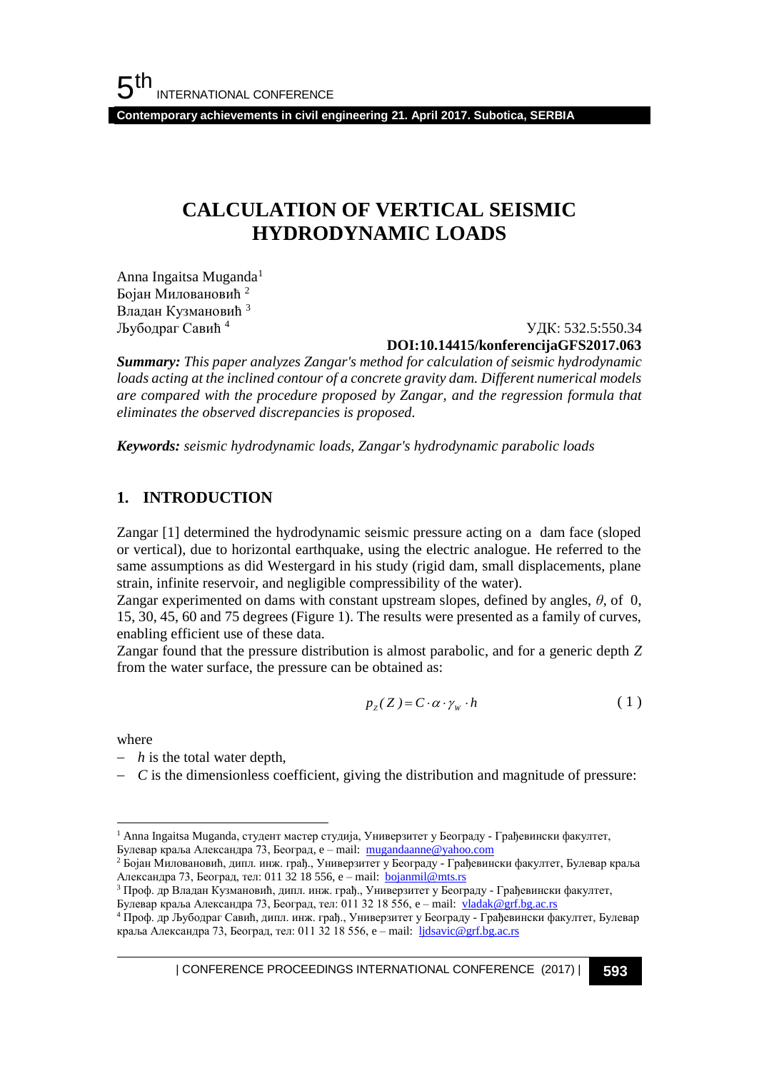# CALCULATION OF VERTICAL SEISMIC HYDRODYNAMIC LOADS

Anna Ingaitsa Muganda[1]
Бојан Миловановић [2]
Владан Кузмановић [3]
Љубодраг Савић [4]

УДК: 532.5:550.34
**DOI:10.14415/konferencijaGFS2017.063**

***Summary:*** *This paper analyzes Zangar's method for calculation of seismic hydrodynamic loads acting at the inclined contour of a concrete gravity dam. Different numerical models are compared with the procedure proposed by Zangar, and the regression formula that eliminates the observed discrepancies is proposed.*

***Keywords:*** *seismic hydrodynamic loads, Zangar's hydrodynamic parabolic loads*

## 1. INTRODUCTION

Zangar [1] determined the hydrodynamic seismic pressure acting on a dam face (sloped or vertical), due to horizontal earthquake, using the electric analogue. He referred to the same assumptions as did Westergard in his study (rigid dam, small displacements, plane strain, infinite reservoir, and negligible compressibility of the water).

Zangar experimented on dams with constant upstream slopes, defined by angles, $\theta$, of 0, 15, 30, 45, 60 and 75 degrees (Figure 1). The results were presented as a family of curves, enabling efficient use of these data.

Zangar found that the pressure distribution is almost parabolic, and for a generic depth $Z$ from the water surface, the pressure can be obtained as:

$$p_z(Z) = C \cdot \alpha \cdot \gamma_w \cdot h \tag{1}$$

where

- $h$ is the total water depth,
- $C$ is the dimensionless coefficient, giving the distribution and magnitude of pressure:

---

[1] Anna Ingaitsa Muganda, студент мастер студија, Универзитет у Београду - Грађевински факултет, Булевар краља Александра 73, Београд, е – mail: mugandaanne@yahoo.com

[2] Бојан Миловановић, дипл. инж. грађ., Универзитет у Београду - Грађевински факултет, Булевар краља Александра 73, Београд, тел: 011 32 18 556, е – mail: bojanmil@mts.rs

[3] Проф. др Владан Кузмановић, дипл. инж. грађ., Универзитет у Београду - Грађевински факултет, Булевар краља Александра 73, Београд, тел: 011 32 18 556, е – mail: vladak@grf.bg.ac.rs

[4] Проф. др Љубодраг Савић, дипл. инж. грађ., Универзитет у Београду - Грађевински факултет, Булевар краља Александра 73, Београд, тел: 011 32 18 556, е – mail: ljdsavic@grf.bg.ac.rs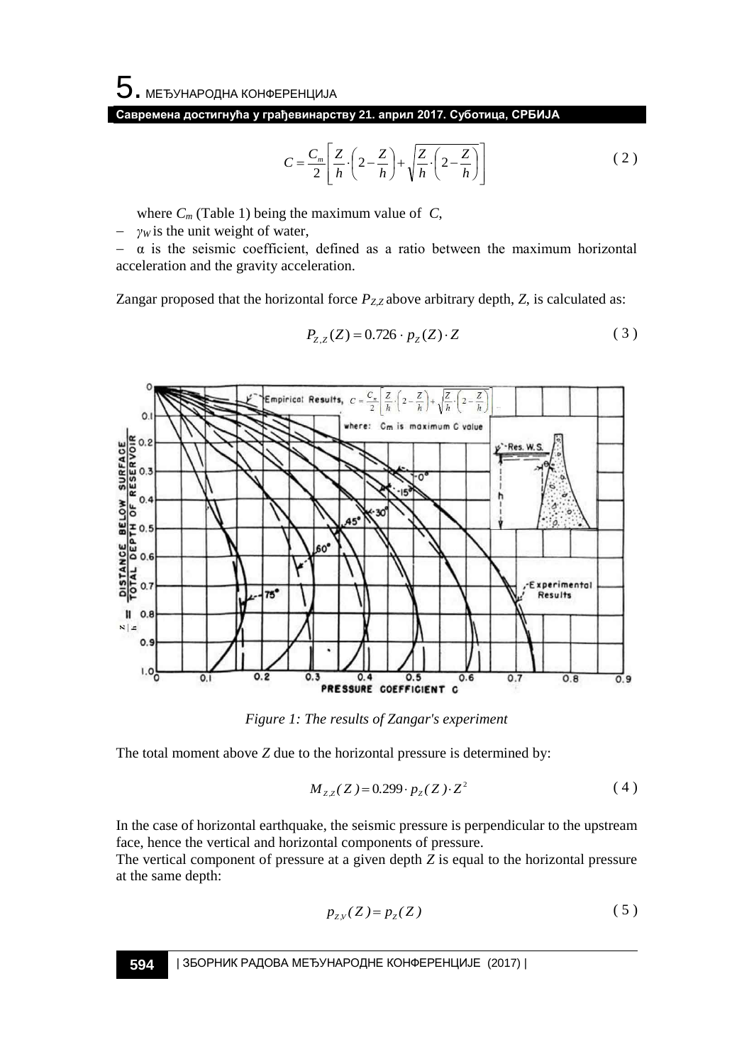$$C = \frac{C_m}{2}\left[\frac{Z}{h}\cdot\left(2-\frac{Z}{h}\right)+\sqrt{\frac{Z}{h}\cdot\left(2-\frac{Z}{h}\right)}\right] \tag{2}$$

where $C_m$ (Table 1) being the maximum value of $C$,

- $\gamma_W$ is the unit weight of water,
- $\alpha$ is the seismic coefficient, defined as a ratio between the maximum horizontal acceleration and the gravity acceleration.

Zangar proposed that the horizontal force $P_{Z,Z}$ above arbitrary depth, $Z$, is calculated as:

$$P_{Z,Z}(Z) = 0.726 \cdot p_Z(Z) \cdot Z \tag{3}$$

*Figure 1: The results of Zangar's experiment*

The total moment above $Z$ due to the horizontal pressure is determined by:

$$M_{Z,Z}(Z) = 0.299 \cdot p_Z(Z) \cdot Z^2 \tag{4}$$

In the case of horizontal earthquake, the seismic pressure is perpendicular to the upstream face, hence the vertical and horizontal components of pressure.
The vertical component of pressure at a given depth $Z$ is equal to the horizontal pressure at the same depth:

$$p_{Z,V}(Z) = p_Z(Z) \tag{5}$$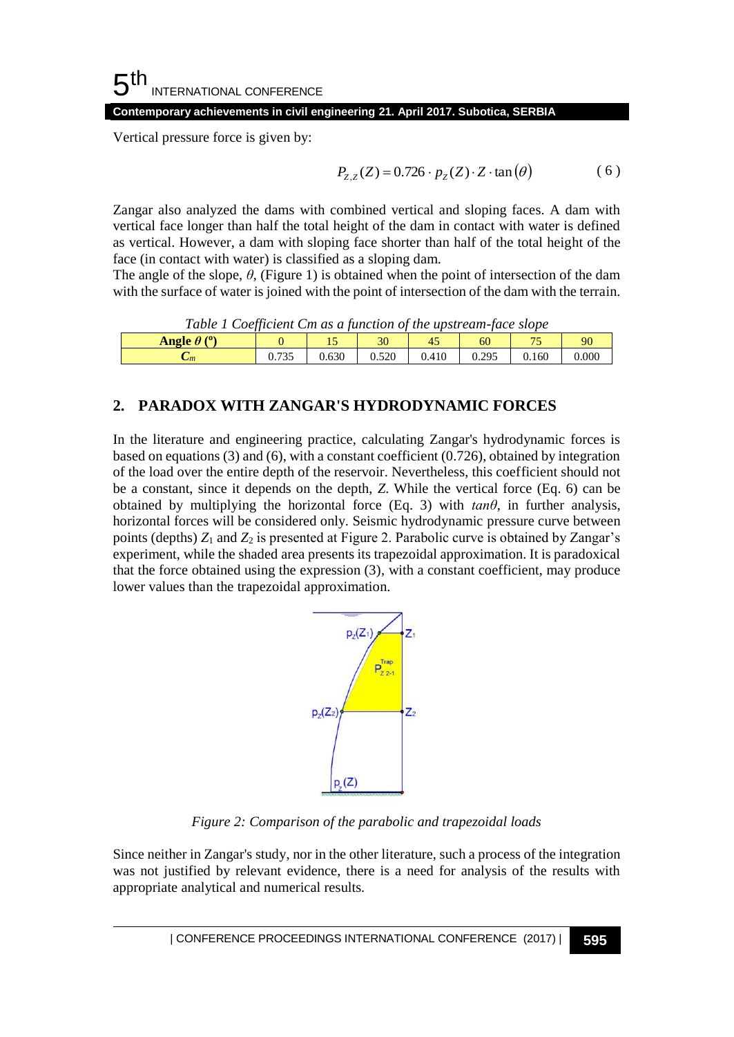Vertical pressure force is given by:

$$P_{Z,Z}(Z) = 0.726 \cdot p_Z(Z) \cdot Z \cdot \tan(\theta) \qquad (6)$$

Zangar also analyzed the dams with combined vertical and sloping faces. A dam with vertical face longer than half the total height of the dam in contact with water is defined as vertical. However, a dam with sloping face shorter than half of the total height of the face (in contact with water) is classified as a sloping dam.

The angle of the slope, $\theta$, (Figure 1) is obtained when the point of intersection of the dam with the surface of water is joined with the point of intersection of the dam with the terrain.

*Table 1 Coefficient Cm as a function of the upstream-face slope*

| **Angle $\theta$ (º)** | 0 | 15 | 30 | 45 | 60 | 75 | 90 |
|---|---|---|---|---|---|---|---|
| $C_m$ | 0.735 | 0.630 | 0.520 | 0.410 | 0.295 | 0.160 | 0.000 |

## 2. PARADOX WITH ZANGAR'S HYDRODYNAMIC FORCES

In the literature and engineering practice, calculating Zangar's hydrodynamic forces is based on equations (3) and (6), with a constant coefficient (0.726), obtained by integration of the load over the entire depth of the reservoir. Nevertheless, this coefficient should not be a constant, since it depends on the depth, *Z*. While the vertical force (Eq. 6) can be obtained by multiplying the horizontal force (Eq. 3) with *tanθ*, in further analysis, horizontal forces will be considered only. Seismic hydrodynamic pressure curve between points (depths) $Z_1$ and $Z_2$ is presented at Figure 2. Parabolic curve is obtained by Zangar's experiment, while the shaded area presents its trapezoidal approximation. It is paradoxical that the force obtained using the expression (3), with a constant coefficient, may produce lower values than the trapezoidal approximation.

*Figure 2: Comparison of the parabolic and trapezoidal loads*

Since neither in Zangar's study, nor in the other literature, such a process of the integration was not justified by relevant evidence, there is a need for analysis of the results with appropriate analytical and numerical results.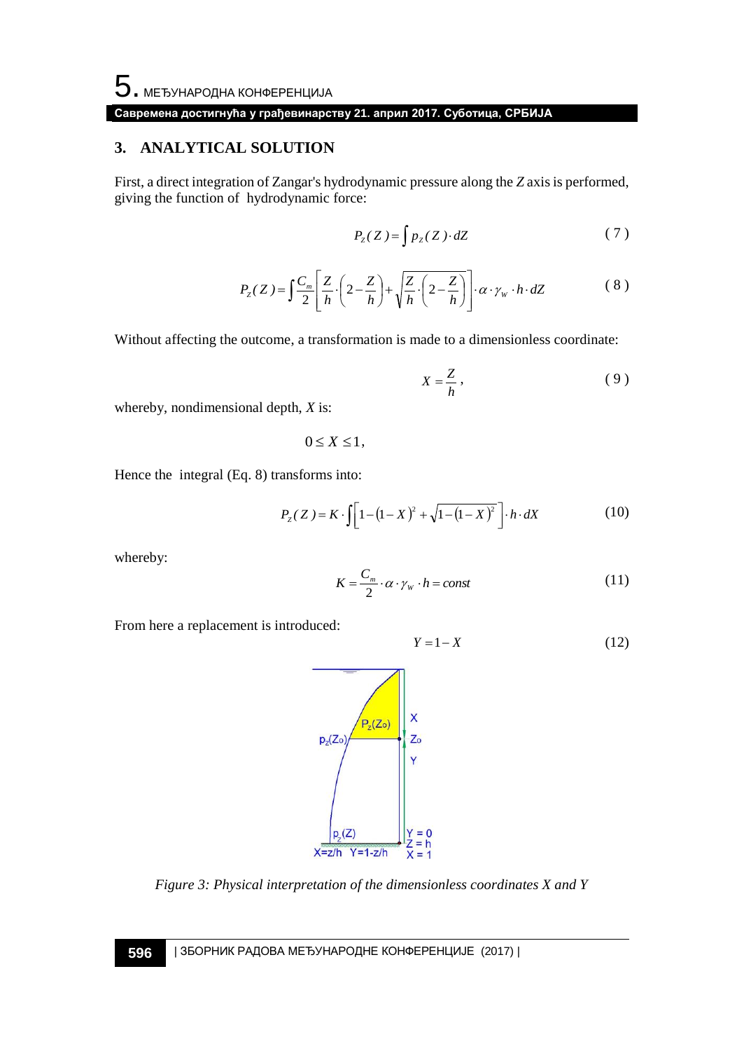## 3. ANALYTICAL SOLUTION

First, a direct integration of Zangar's hydrodynamic pressure along the *Z* axis is performed, giving the function of hydrodynamic force:

$$P_Z(Z) = \int p_Z(Z) \cdot dZ \tag{7}$$

$$P_Z(Z) = \int \frac{C_m}{2} \left[ \frac{Z}{h} \cdot \left( 2 - \frac{Z}{h} \right) + \sqrt{\frac{Z}{h} \cdot \left( 2 - \frac{Z}{h} \right)} \right] \cdot \alpha \cdot \gamma_w \cdot h \cdot dZ \tag{8}$$

Without affecting the outcome, a transformation is made to a dimensionless coordinate:

$$X = \frac{Z}{h}, \tag{9}$$

whereby, nondimensional depth, *X* is:

$$0 \leq X \leq 1,$$

Hence the integral (Eq. 8) transforms into:

$$P_Z(Z) = K \cdot \int \left[ 1 - (1 - X)^2 + \sqrt{1 - (1 - X)^2} \right] \cdot h \cdot dX \tag{10}$$

whereby:

$$K = \frac{C_m}{2} \cdot \alpha \cdot \gamma_W \cdot h = const \tag{11}$$

From here a replacement is introduced:

$$Y = 1 - X \tag{12}$$

*Figure 3: Physical interpretation of the dimensionless coordinates X and Y*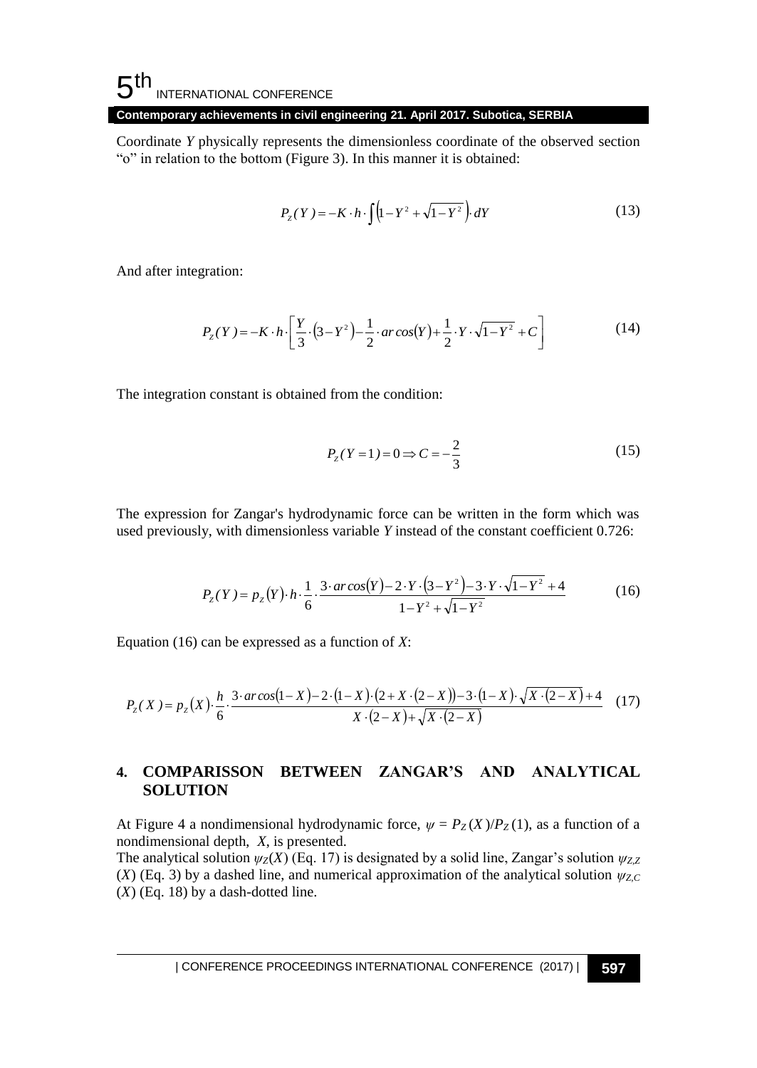Coordinate $Y$ physically represents the dimensionless coordinate of the observed section "o" in relation to the bottom (Figure 3). In this manner it is obtained:

$$P_Z(Y) = -K \cdot h \cdot \int \left(1 - Y^2 + \sqrt{1 - Y^2}\right) \cdot dY \tag{13}$$

And after integration:

$$P_Z(Y) = -K \cdot h \cdot \left[ \frac{Y}{3} \cdot \left(3 - Y^2\right) - \frac{1}{2} \cdot ar\cos(Y) + \frac{1}{2} \cdot Y \cdot \sqrt{1 - Y^2} + C \right] \tag{14}$$

The integration constant is obtained from the condition:

$$P_Z(Y = 1) = 0 \Rightarrow C = -\frac{2}{3} \tag{15}$$

The expression for Zangar's hydrodynamic force can be written in the form which was used previously, with dimensionless variable $Y$ instead of the constant coefficient 0.726:

$$P_Z(Y) = p_Z(Y) \cdot h \cdot \frac{1}{6} \cdot \frac{3 \cdot ar\cos(Y) - 2 \cdot Y \cdot \left(3 - Y^2\right) - 3 \cdot Y \cdot \sqrt{1 - Y^2} + 4}{1 - Y^2 + \sqrt{1 - Y^2}} \tag{16}$$

Equation (16) can be expressed as a function of $X$:

$$P_Z(X) = p_Z(X) \cdot \frac{h}{6} \cdot \frac{3 \cdot ar\cos(1 - X) - 2 \cdot (1 - X) \cdot (2 + X \cdot (2 - X)) - 3 \cdot (1 - X) \cdot \sqrt{X \cdot (2 - X)} + 4}{X \cdot (2 - X) + \sqrt{X \cdot (2 - X)}} \tag{17}$$

## 4. COMPARISSON BETWEEN ZANGAR'S AND ANALYTICAL SOLUTION

At Figure 4 a nondimensional hydrodynamic force, $\psi = P_Z(X)/P_Z(1)$, as a function of a nondimensional depth, $X$, is presented.

The analytical solution $\psi_Z(X)$ (Eq. 17) is designated by a solid line, Zangar's solution $\psi_{Z,Z}(X)$ (Eq. 3) by a dashed line, and numerical approximation of the analytical solution $\psi_{Z,C}(X)$ (Eq. 18) by a dash-dotted line.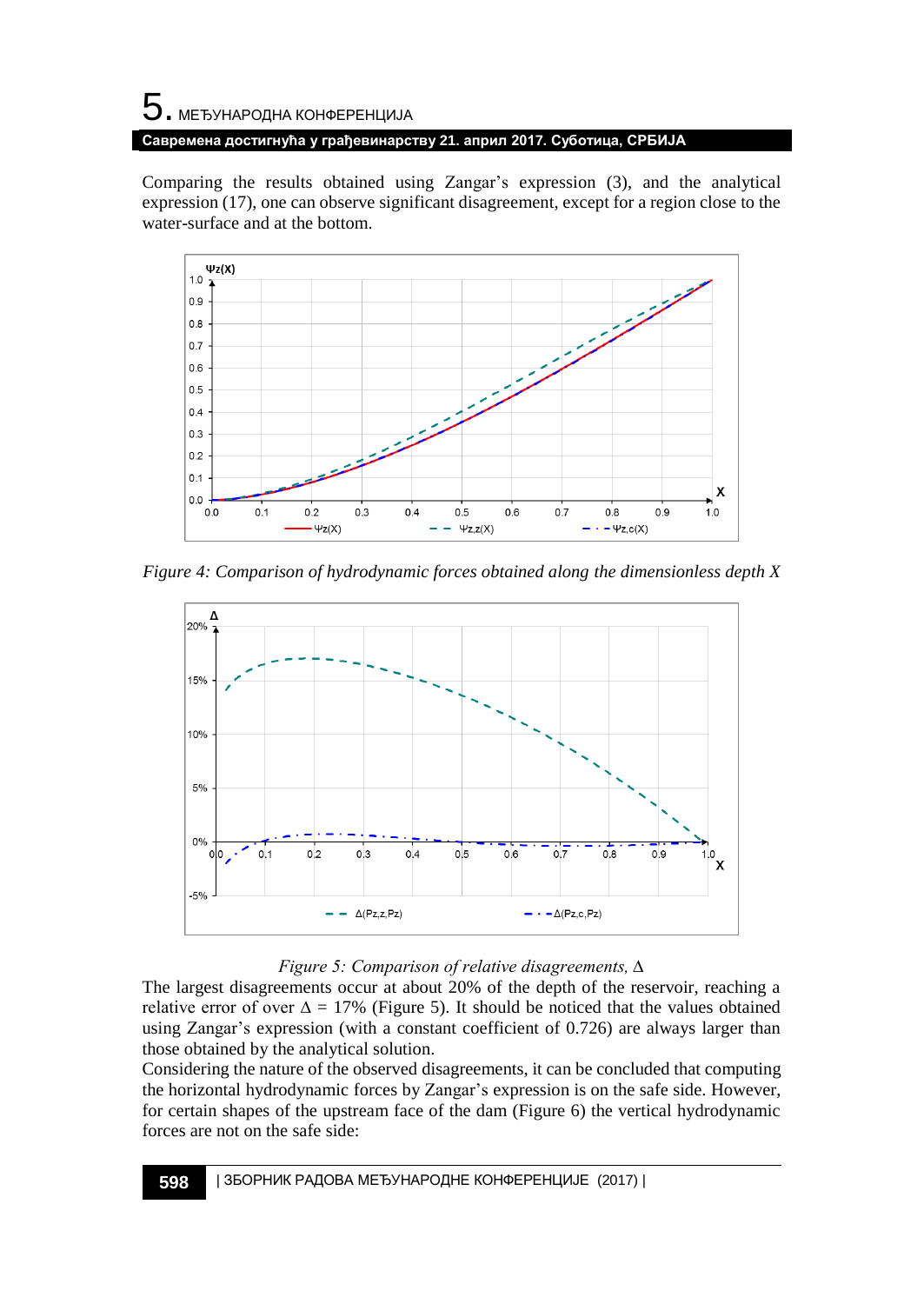Comparing the results obtained using Zangar's expression (3), and the analytical expression (17), one can observe significant disagreement, except for a region close to the water-surface and at the bottom.

*Figure 4: Comparison of hydrodynamic forces obtained along the dimensionless depth X*

*Figure 5: Comparison of relative disagreements, Δ*

The largest disagreements occur at about 20% of the depth of the reservoir, reaching a relative error of over $\Delta$ = 17% (Figure 5). It should be noticed that the values obtained using Zangar's expression (with a constant coefficient of 0.726) are always larger than those obtained by the analytical solution.

Considering the nature of the observed disagreements, it can be concluded that computing the horizontal hydrodynamic forces by Zangar's expression is on the safe side. However, for certain shapes of the upstream face of the dam (Figure 6) the vertical hydrodynamic forces are not on the safe side: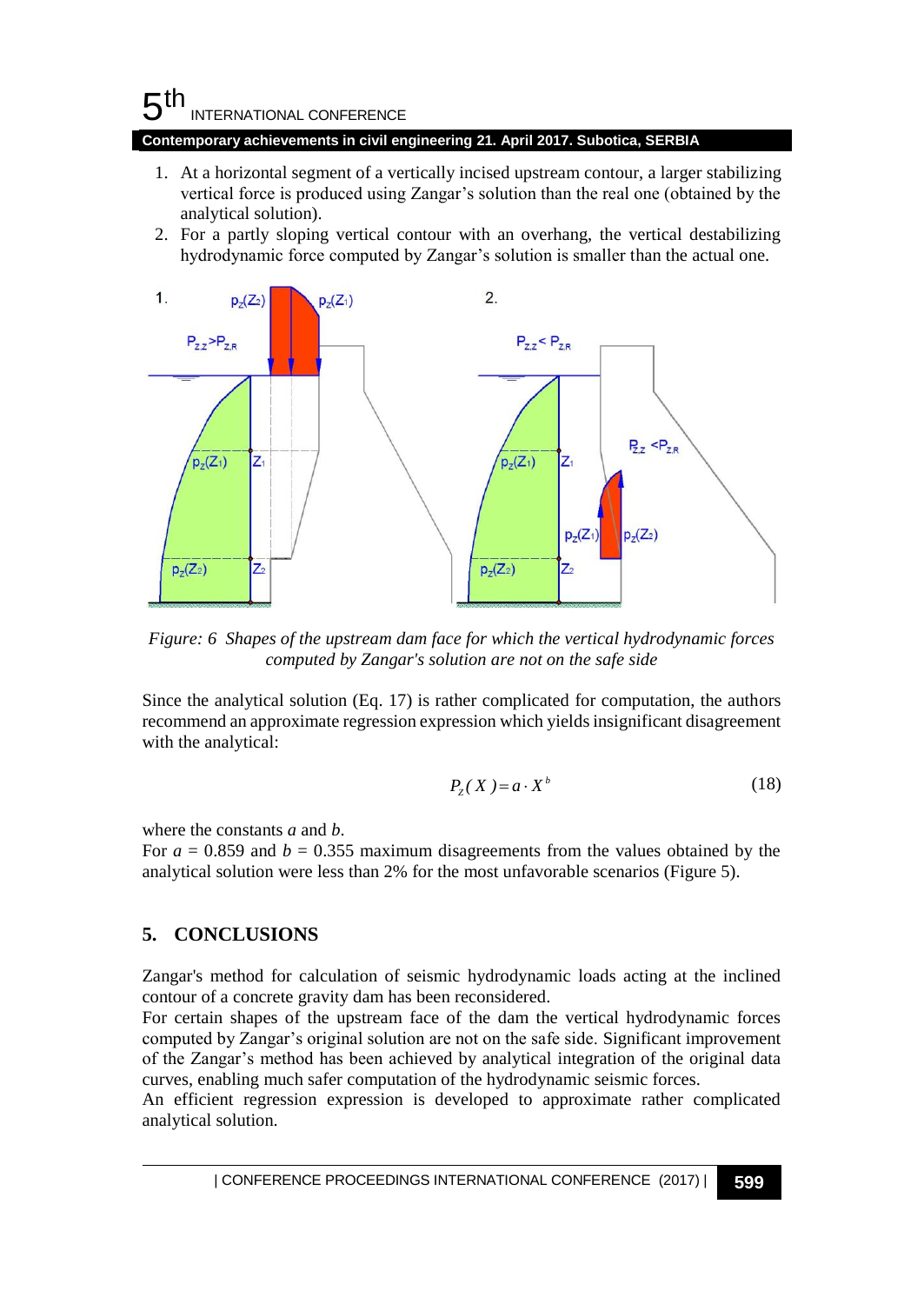1. At a horizontal segment of a vertically incised upstream contour, a larger stabilizing vertical force is produced using Zangar's solution than the real one (obtained by the analytical solution).
2. For a partly sloping vertical contour with an overhang, the vertical destabilizing hydrodynamic force computed by Zangar's solution is smaller than the actual one.

*Figure: 6 Shapes of the upstream dam face for which the vertical hydrodynamic forces computed by Zangar's solution are not on the safe side*

Since the analytical solution (Eq. 17) is rather complicated for computation, the authors recommend an approximate regression expression which yields insignificant disagreement with the analytical:

$$P_z(X) = a \cdot X^b \tag{18}$$

where the constants *a* and *b*.
For $a$ = 0.859 and $b$ = 0.355 maximum disagreements from the values obtained by the analytical solution were less than 2% for the most unfavorable scenarios (Figure 5).

## 5. CONCLUSIONS

Zangar's method for calculation of seismic hydrodynamic loads acting at the inclined contour of a concrete gravity dam has been reconsidered.
For certain shapes of the upstream face of the dam the vertical hydrodynamic forces computed by Zangar's original solution are not on the safe side. Significant improvement of the Zangar's method has been achieved by analytical integration of the original data curves, enabling much safer computation of the hydrodynamic seismic forces.
An efficient regression expression is developed to approximate rather complicated analytical solution.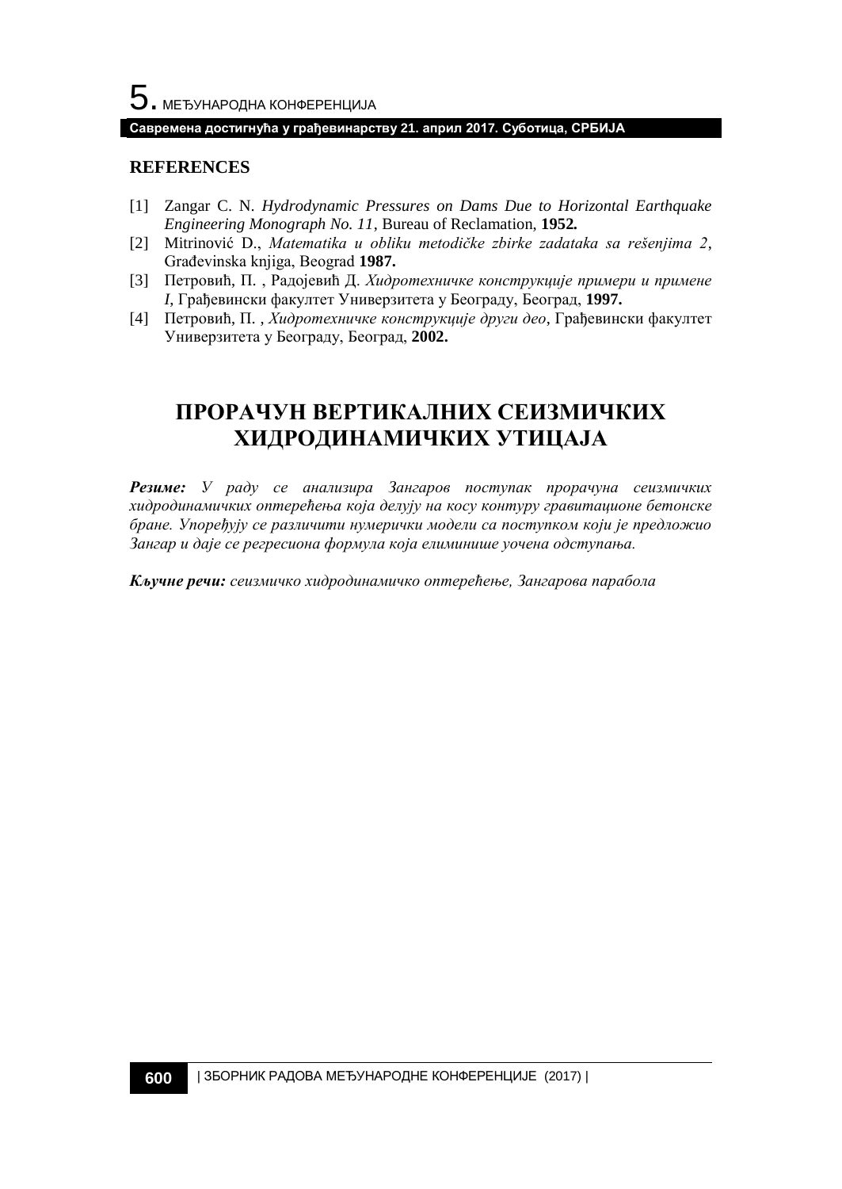## REFERENCES

[1] Zangar C. N. *Hydrodynamic Pressures on Dams Due to Horizontal Earthquake Engineering Monograph No. 11*, Bureau of Reclamation, **1952.**

[2] Mitrinović D., *Matematika u obliku metodičke zbirke zadataka sa rešenjima 2*, Građevinska knjiga, Beograd **1987.**

[3] Петровић, П. , Радојевић Д. *Хидротехничке конструкције примери и примене I,* Грађевински факултет Универзитета у Београду, Београд, **1997.**

[4] Петровић, П. , *Хидротехничке конструкције други део*, Грађевински факултет Универзитета у Београду, Београд, **2002.**

# ПРОРАЧУН ВЕРТИКАЛНИХ СЕИЗМИЧКИХ ХИДРОДИНАМИЧКИХ УТИЦАЈА

***Резиме:*** *У раду се анализира Зангаров поступак прорачуна сеизмичких хидродинамичких оптерећења која делују на косу контуру гравитационе бетонске бране. Упоређују се различити нумерички модели са поступком који је предложио Зангар и даје се регресиона формула која елиминише уочена одступања.*

***Кључне речи:*** *сеизмичко хидродинамичко оптерећење, Зангарова парабола*